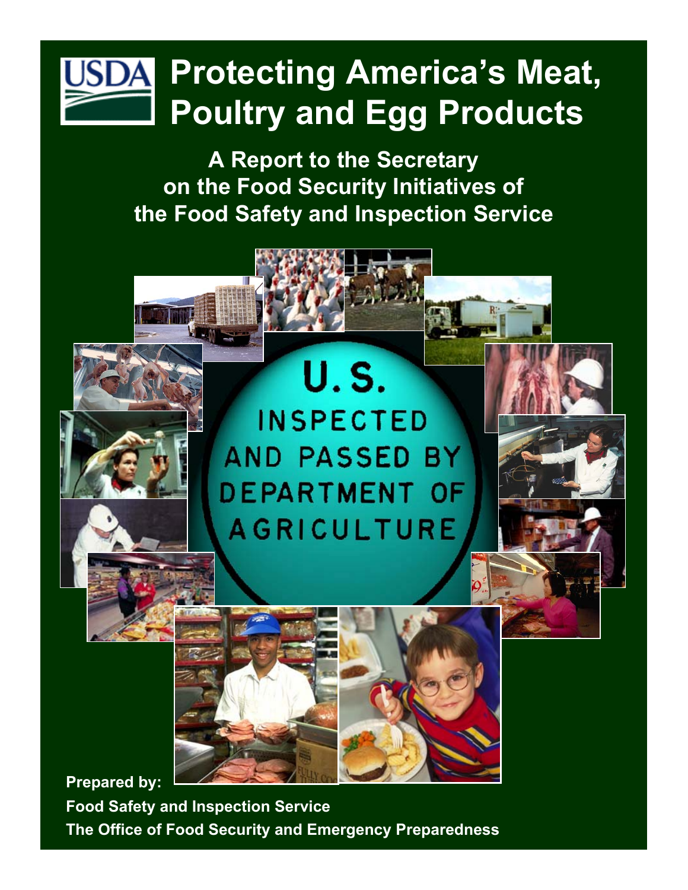# Protecting America's Meat, Poultry and Egg Products

## A Report to the Secretary on the Food Security Initiatives of the Food Safety and Inspection Service

**Prepared by:**

**Food Safety and Inspection Service**

**The Office of Food Security and Emergency Preparedness**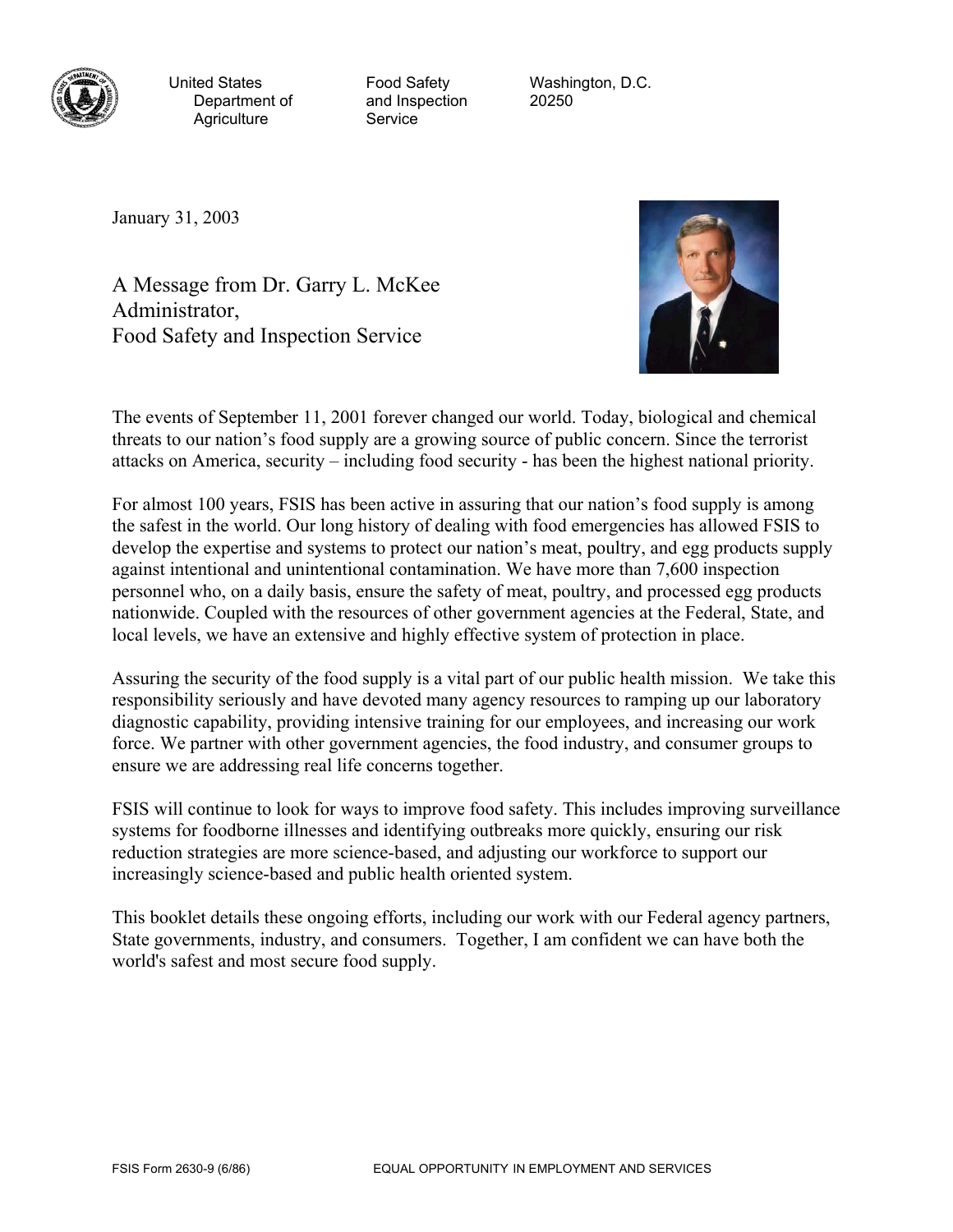United States Department of Agriculture

Food Safety and Inspection Service

Washington, D.C. 20250

January 31, 2003

# A Message from Dr. Garry L. McKee Administrator, Food Safety and Inspection Service

The events of September 11, 2001 forever changed our world. Today, biological and chemical threats to our nation's food supply are a growing source of public concern. Since the terrorist attacks on America, security – including food security - has been the highest national priority.

For almost 100 years, FSIS has been active in assuring that our nation's food supply is among the safest in the world. Our long history of dealing with food emergencies has allowed FSIS to develop the expertise and systems to protect our nation's meat, poultry, and egg products supply against intentional and unintentional contamination. We have more than 7,600 inspection personnel who, on a daily basis, ensure the safety of meat, poultry, and processed egg products nationwide. Coupled with the resources of other government agencies at the Federal, State, and local levels, we have an extensive and highly effective system of protection in place.

Assuring the security of the food supply is a vital part of our public health mission. We take this responsibility seriously and have devoted many agency resources to ramping up our laboratory diagnostic capability, providing intensive training for our employees, and increasing our work force. We partner with other government agencies, the food industry, and consumer groups to ensure we are addressing real life concerns together.

FSIS will continue to look for ways to improve food safety. This includes improving surveillance systems for foodborne illnesses and identifying outbreaks more quickly, ensuring our risk reduction strategies are more science-based, and adjusting our workforce to support our increasingly science-based and public health oriented system.

This booklet details these ongoing efforts, including our work with our Federal agency partners, State governments, industry, and consumers. Together, I am confident we can have both the world's safest and most secure food supply.

FSIS Form 2630-9 (6/86) EQUAL OPPORTUNITY IN EMPLOYMENT AND SERVICES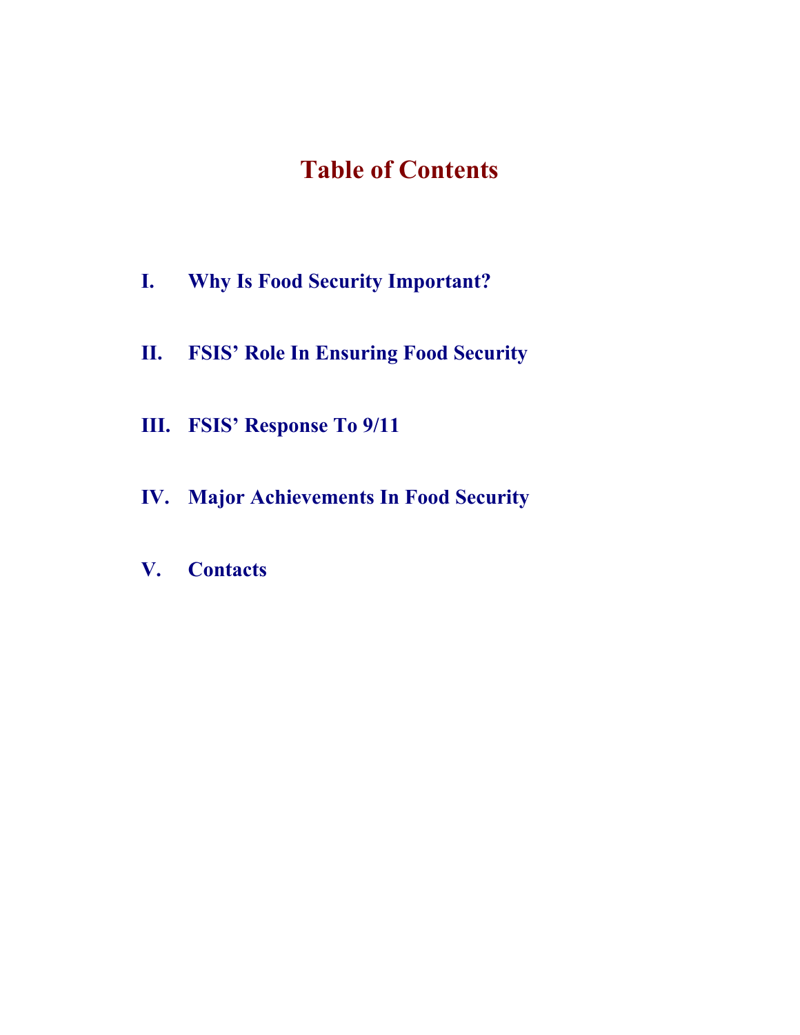# Table of Contents

I. **Why Is Food Security Important?**

II. **FSIS' Role In Ensuring Food Security**

III. **FSIS' Response To 9/11**

IV. **Major Achievements In Food Security**

V. **Contacts**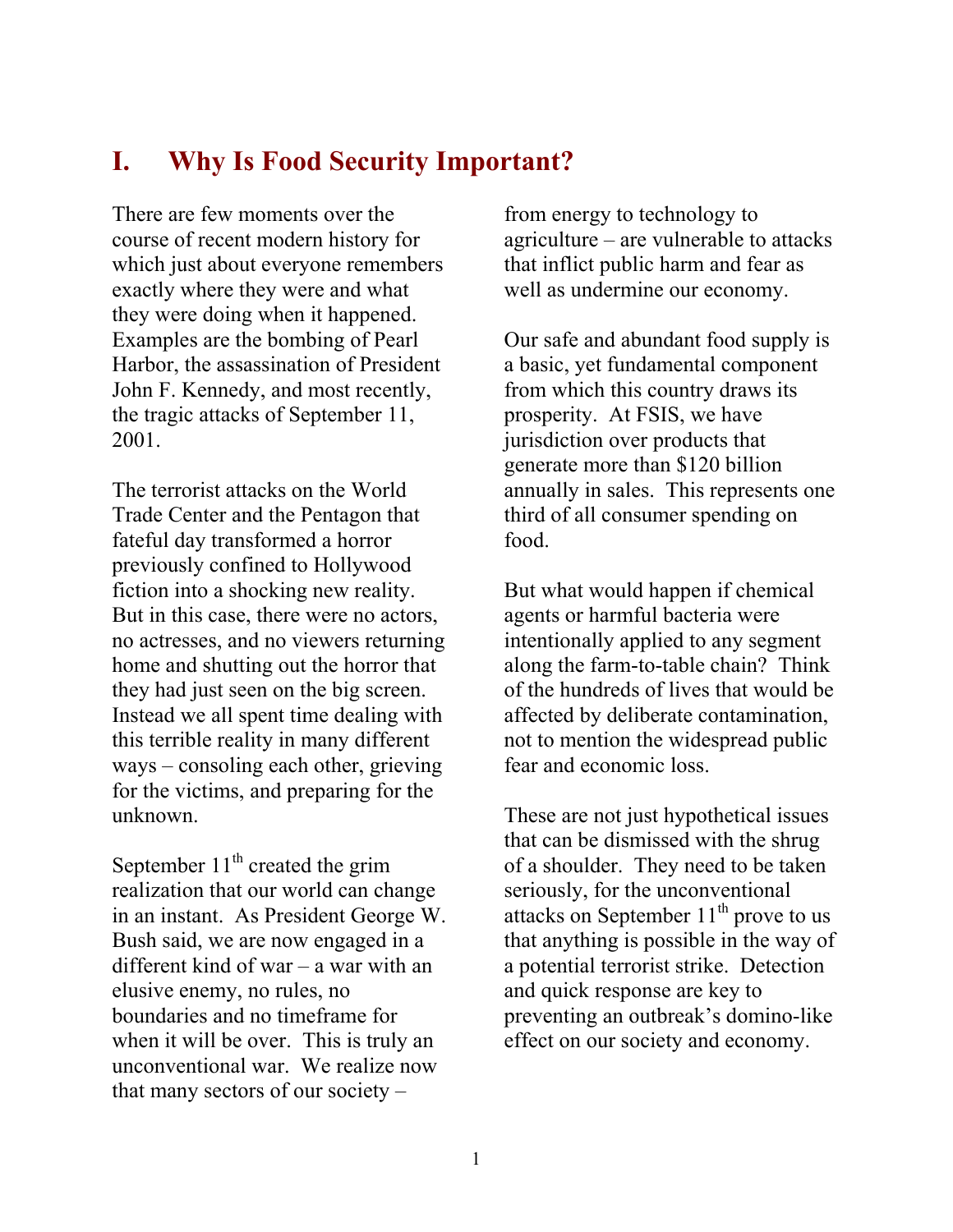# I. Why Is Food Security Important?

There are few moments over the course of recent modern history for which just about everyone remembers exactly where they were and what they were doing when it happened. Examples are the bombing of Pearl Harbor, the assassination of President John F. Kennedy, and most recently, the tragic attacks of September 11, 2001.

The terrorist attacks on the World Trade Center and the Pentagon that fateful day transformed a horror previously confined to Hollywood fiction into a shocking new reality. But in this case, there were no actors, no actresses, and no viewers returning home and shutting out the horror that they had just seen on the big screen. Instead we all spent time dealing with this terrible reality in many different ways – consoling each other, grieving for the victims, and preparing for the unknown.

September 11th created the grim realization that our world can change in an instant. As President George W. Bush said, we are now engaged in a different kind of war – a war with an elusive enemy, no rules, no boundaries and no timeframe for when it will be over. This is truly an unconventional war. We realize now that many sectors of our society – from energy to technology to agriculture – are vulnerable to attacks that inflict public harm and fear as well as undermine our economy.

Our safe and abundant food supply is a basic, yet fundamental component from which this country draws its prosperity. At FSIS, we have jurisdiction over products that generate more than $120 billion annually in sales. This represents one third of all consumer spending on food.

But what would happen if chemical agents or harmful bacteria were intentionally applied to any segment along the farm-to-table chain? Think of the hundreds of lives that would be affected by deliberate contamination, not to mention the widespread public fear and economic loss.

These are not just hypothetical issues that can be dismissed with the shrug of a shoulder. They need to be taken seriously, for the unconventional attacks on September 11th prove to us that anything is possible in the way of a potential terrorist strike. Detection and quick response are key to preventing an outbreak's domino-like effect on our society and economy.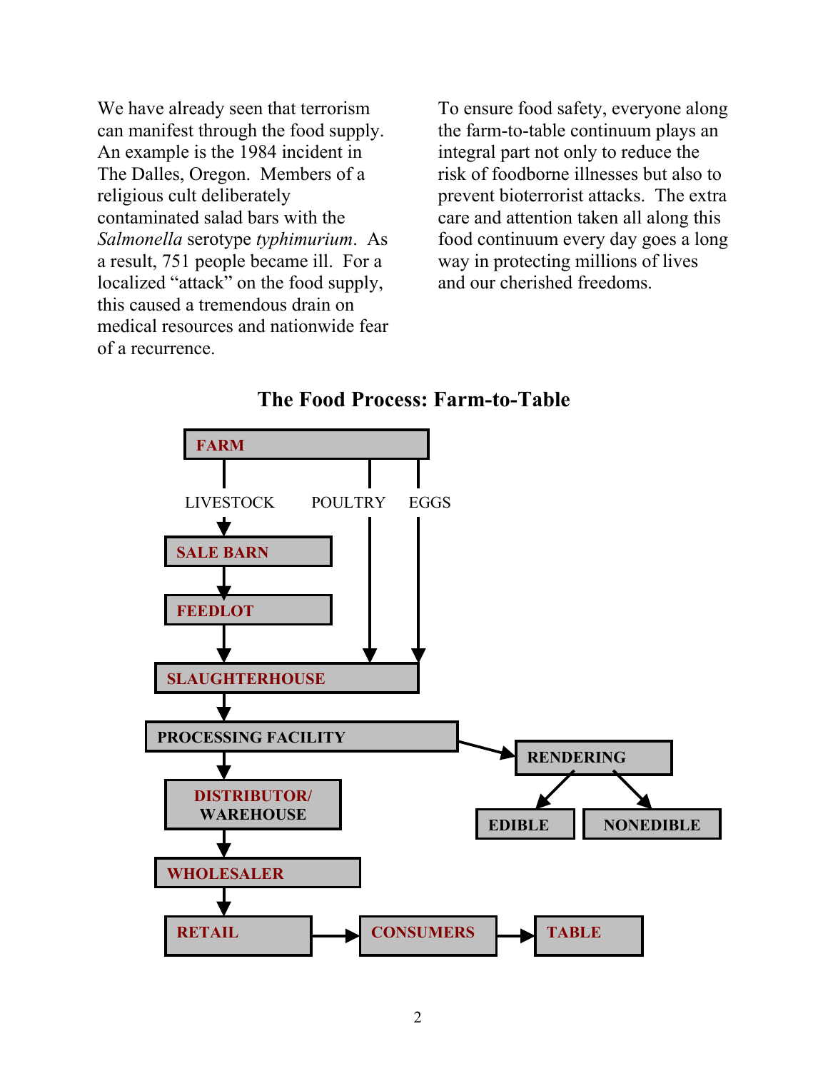We have already seen that terrorism can manifest through the food supply. An example is the 1984 incident in The Dalles, Oregon. Members of a religious cult deliberately contaminated salad bars with the *Salmonella* serotype *typhimurium*. As a result, 751 people became ill. For a localized "attack" on the food supply, this caused a tremendous drain on medical resources and nationwide fear of a recurrence.

To ensure food safety, everyone along the farm-to-table continuum plays an integral part not only to reduce the risk of foodborne illnesses but also to prevent bioterrorist attacks. The extra care and attention taken all along this food continuum every day goes a long way in protecting millions of lives and our cherished freedoms.

## The Food Process: Farm-to-Table

**FARM**

LIVESTOCK → **SALE BARN** → **FEEDLOT** → **SLAUGHTERHOUSE**

POULTRY → **SLAUGHTERHOUSE**

EGGS → **SLAUGHTERHOUSE**

**SLAUGHTERHOUSE** → **PROCESSING FACILITY**

**PROCESSING FACILITY** → **RENDERING** → **EDIBLE** / **NONEDIBLE**

**PROCESSING FACILITY** → **DISTRIBUTOR/ WAREHOUSE** → **WHOLESALER** → **RETAIL** → **CONSUMERS** → **TABLE**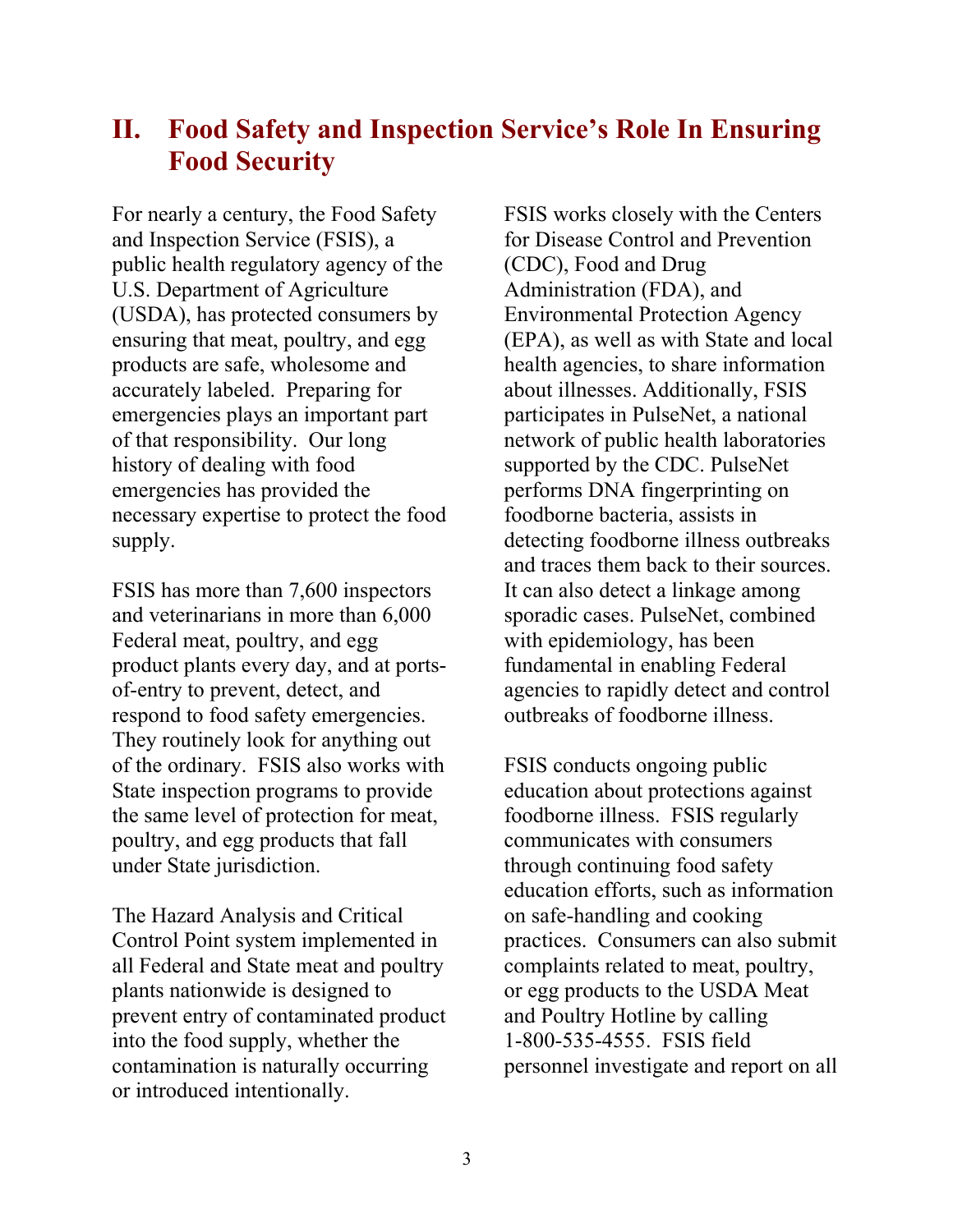## II. Food Safety and Inspection Service's Role In Ensuring Food Security

For nearly a century, the Food Safety and Inspection Service (FSIS), a public health regulatory agency of the U.S. Department of Agriculture (USDA), has protected consumers by ensuring that meat, poultry, and egg products are safe, wholesome and accurately labeled. Preparing for emergencies plays an important part of that responsibility. Our long history of dealing with food emergencies has provided the necessary expertise to protect the food supply.

FSIS has more than 7,600 inspectors and veterinarians in more than 6,000 Federal meat, poultry, and egg product plants every day, and at ports-of-entry to prevent, detect, and respond to food safety emergencies. They routinely look for anything out of the ordinary. FSIS also works with State inspection programs to provide the same level of protection for meat, poultry, and egg products that fall under State jurisdiction.

The Hazard Analysis and Critical Control Point system implemented in all Federal and State meat and poultry plants nationwide is designed to prevent entry of contaminated product into the food supply, whether the contamination is naturally occurring or introduced intentionally.

FSIS works closely with the Centers for Disease Control and Prevention (CDC), Food and Drug Administration (FDA), and Environmental Protection Agency (EPA), as well as with State and local health agencies, to share information about illnesses. Additionally, FSIS participates in PulseNet, a national network of public health laboratories supported by the CDC. PulseNet performs DNA fingerprinting on foodborne bacteria, assists in detecting foodborne illness outbreaks and traces them back to their sources. It can also detect a linkage among sporadic cases. PulseNet, combined with epidemiology, has been fundamental in enabling Federal agencies to rapidly detect and control outbreaks of foodborne illness.

FSIS conducts ongoing public education about protections against foodborne illness. FSIS regularly communicates with consumers through continuing food safety education efforts, such as information on safe-handling and cooking practices. Consumers can also submit complaints related to meat, poultry, or egg products to the USDA Meat and Poultry Hotline by calling 1-800-535-4555. FSIS field personnel investigate and report on all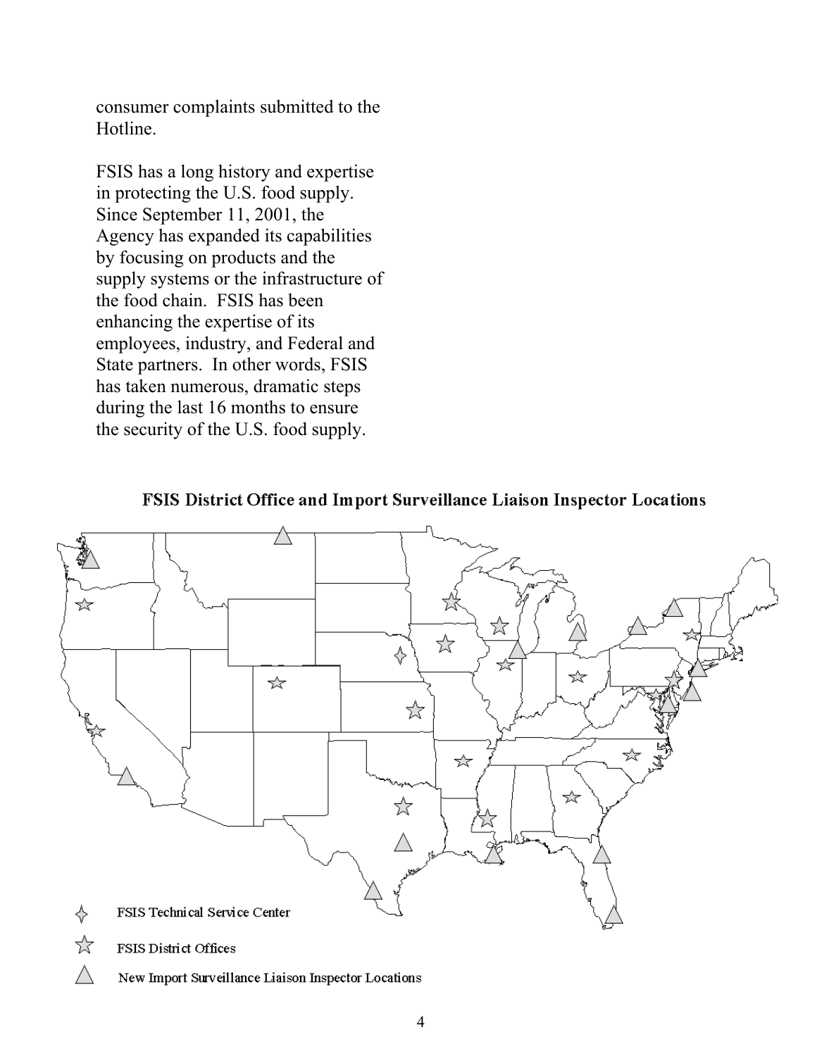consumer complaints submitted to the Hotline.

FSIS has a long history and expertise in protecting the U.S. food supply. Since September 11, 2001, the Agency has expanded its capabilities by focusing on products and the supply systems or the infrastructure of the food chain. FSIS has been enhancing the expertise of its employees, industry, and Federal and State partners. In other words, FSIS has taken numerous, dramatic steps during the last 16 months to ensure the security of the U.S. food supply.

**FSIS District Office and Import Surveillance Liaison Inspector Locations**

FSIS Technical Service Center

FSIS District Offices

New Import Surveillance Liaison Inspector Locations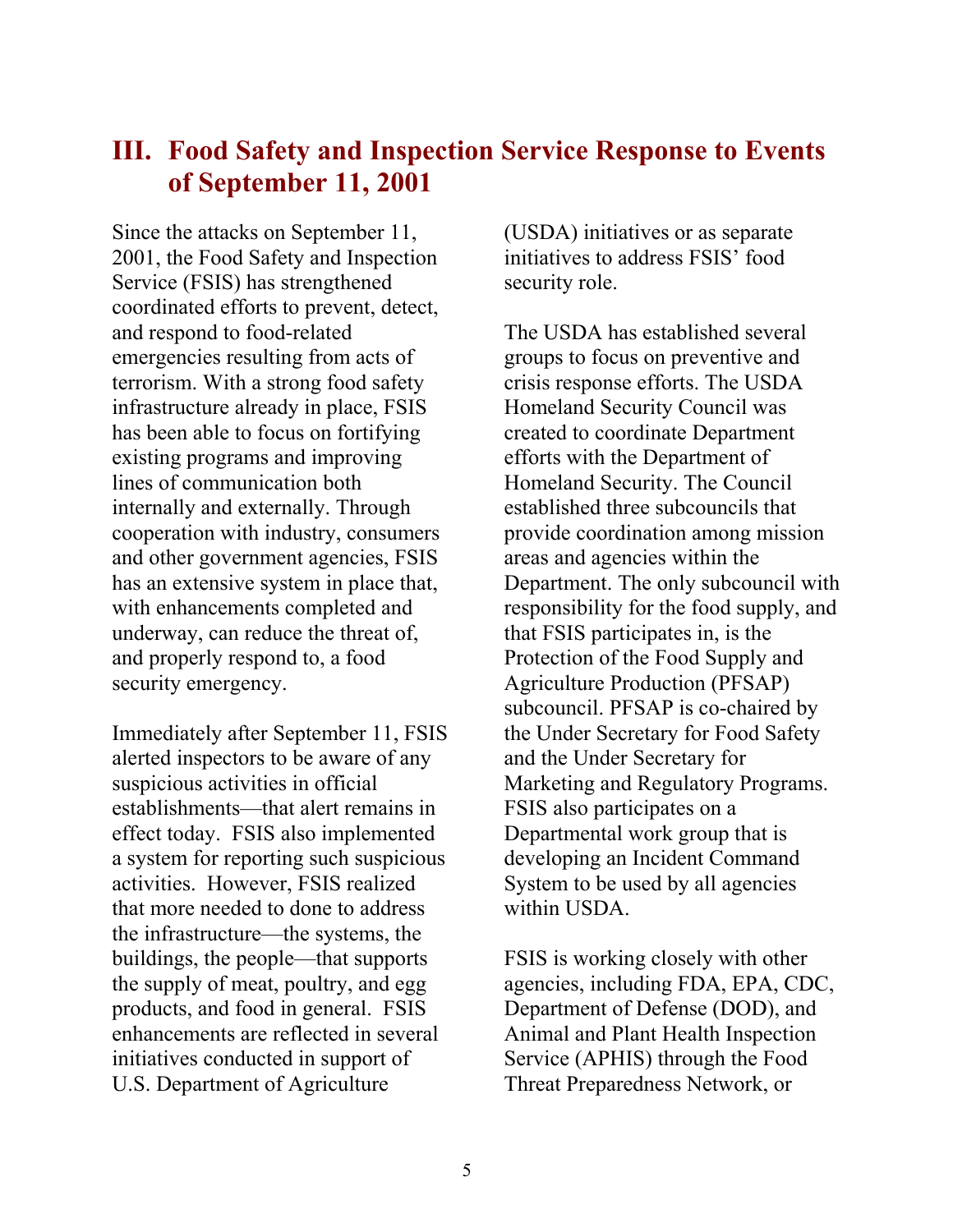## III. Food Safety and Inspection Service Response to Events of September 11, 2001

Since the attacks on September 11, 2001, the Food Safety and Inspection Service (FSIS) has strengthened coordinated efforts to prevent, detect, and respond to food-related emergencies resulting from acts of terrorism. With a strong food safety infrastructure already in place, FSIS has been able to focus on fortifying existing programs and improving lines of communication both internally and externally. Through cooperation with industry, consumers and other government agencies, FSIS has an extensive system in place that, with enhancements completed and underway, can reduce the threat of, and properly respond to, a food security emergency.

Immediately after September 11, FSIS alerted inspectors to be aware of any suspicious activities in official establishments—that alert remains in effect today. FSIS also implemented a system for reporting such suspicious activities. However, FSIS realized that more needed to done to address the infrastructure—the systems, the buildings, the people—that supports the supply of meat, poultry, and egg products, and food in general. FSIS enhancements are reflected in several initiatives conducted in support of U.S. Department of Agriculture (USDA) initiatives or as separate initiatives to address FSIS' food security role.

The USDA has established several groups to focus on preventive and crisis response efforts. The USDA Homeland Security Council was created to coordinate Department efforts with the Department of Homeland Security. The Council established three subcouncils that provide coordination among mission areas and agencies within the Department. The only subcouncil with responsibility for the food supply, and that FSIS participates in, is the Protection of the Food Supply and Agriculture Production (PFSAP) subcouncil. PFSAP is co-chaired by the Under Secretary for Food Safety and the Under Secretary for Marketing and Regulatory Programs. FSIS also participates on a Departmental work group that is developing an Incident Command System to be used by all agencies within USDA.

FSIS is working closely with other agencies, including FDA, EPA, CDC, Department of Defense (DOD), and Animal and Plant Health Inspection Service (APHIS) through the Food Threat Preparedness Network, or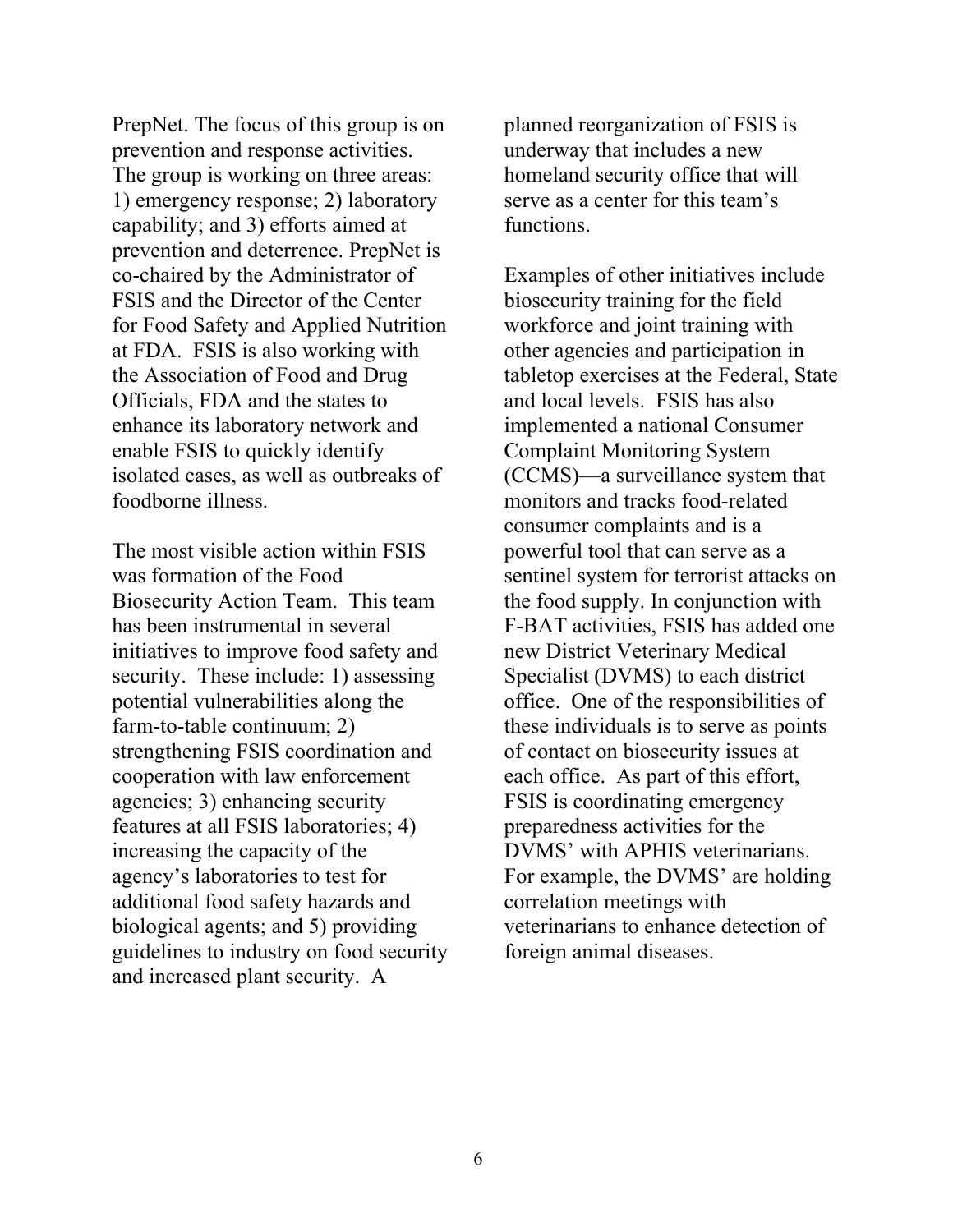PrepNet. The focus of this group is on prevention and response activities. The group is working on three areas: 1) emergency response; 2) laboratory capability; and 3) efforts aimed at prevention and deterrence. PrepNet is co-chaired by the Administrator of FSIS and the Director of the Center for Food Safety and Applied Nutrition at FDA. FSIS is also working with the Association of Food and Drug Officials, FDA and the states to enhance its laboratory network and enable FSIS to quickly identify isolated cases, as well as outbreaks of foodborne illness.

The most visible action within FSIS was formation of the Food Biosecurity Action Team. This team has been instrumental in several initiatives to improve food safety and security. These include: 1) assessing potential vulnerabilities along the farm-to-table continuum; 2) strengthening FSIS coordination and cooperation with law enforcement agencies; 3) enhancing security features at all FSIS laboratories; 4) increasing the capacity of the agency's laboratories to test for additional food safety hazards and biological agents; and 5) providing guidelines to industry on food security and increased plant security. A planned reorganization of FSIS is underway that includes a new homeland security office that will serve as a center for this team's functions.

Examples of other initiatives include biosecurity training for the field workforce and joint training with other agencies and participation in tabletop exercises at the Federal, State and local levels. FSIS has also implemented a national Consumer Complaint Monitoring System (CCMS)—a surveillance system that monitors and tracks food-related consumer complaints and is a powerful tool that can serve as a sentinel system for terrorist attacks on the food supply. In conjunction with F-BAT activities, FSIS has added one new District Veterinary Medical Specialist (DVMS) to each district office. One of the responsibilities of these individuals is to serve as points of contact on biosecurity issues at each office. As part of this effort, FSIS is coordinating emergency preparedness activities for the DVMS' with APHIS veterinarians. For example, the DVMS' are holding correlation meetings with veterinarians to enhance detection of foreign animal diseases.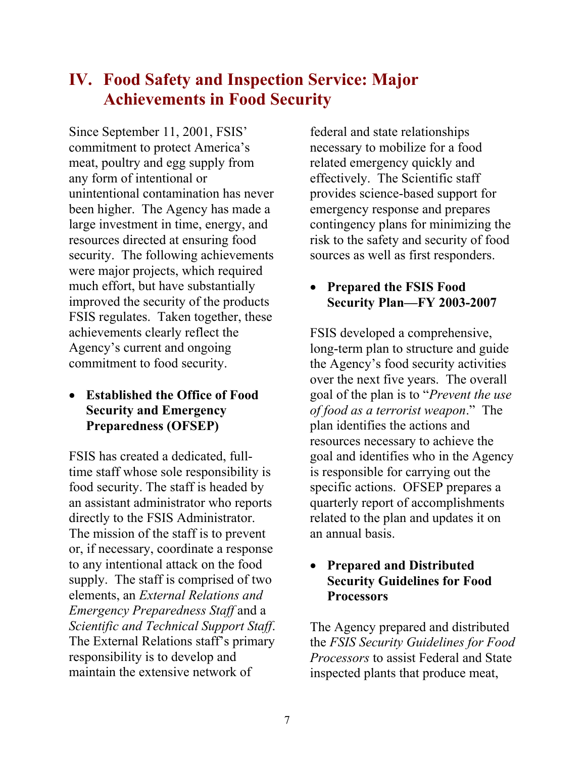## IV. Food Safety and Inspection Service: Major Achievements in Food Security

Since September 11, 2001, FSIS' commitment to protect America's meat, poultry and egg supply from any form of intentional or unintentional contamination has never been higher. The Agency has made a large investment in time, energy, and resources directed at ensuring food security. The following achievements were major projects, which required much effort, but have substantially improved the security of the products FSIS regulates. Taken together, these achievements clearly reflect the Agency's current and ongoing commitment to food security.

- **Established the Office of Food Security and Emergency Preparedness (OFSEP)**

FSIS has created a dedicated, full-time staff whose sole responsibility is food security. The staff is headed by an assistant administrator who reports directly to the FSIS Administrator. The mission of the staff is to prevent or, if necessary, coordinate a response to any intentional attack on the food supply. The staff is comprised of two elements, an *External Relations and Emergency Preparedness Staff* and a *Scientific and Technical Support Staff*. The External Relations staff's primary responsibility is to develop and maintain the extensive network of federal and state relationships necessary to mobilize for a food related emergency quickly and effectively. The Scientific staff provides science-based support for emergency response and prepares contingency plans for minimizing the risk to the safety and security of food sources as well as first responders.

- **Prepared the FSIS Food Security Plan—FY 2003-2007**

FSIS developed a comprehensive, long-term plan to structure and guide the Agency's food security activities over the next five years. The overall goal of the plan is to "*Prevent the use of food as a terrorist weapon*." The plan identifies the actions and resources necessary to achieve the goal and identifies who in the Agency is responsible for carrying out the specific actions. OFSEP prepares a quarterly report of accomplishments related to the plan and updates it on an annual basis.

- **Prepared and Distributed Security Guidelines for Food Processors**

The Agency prepared and distributed the *FSIS Security Guidelines for Food Processors* to assist Federal and State inspected plants that produce meat,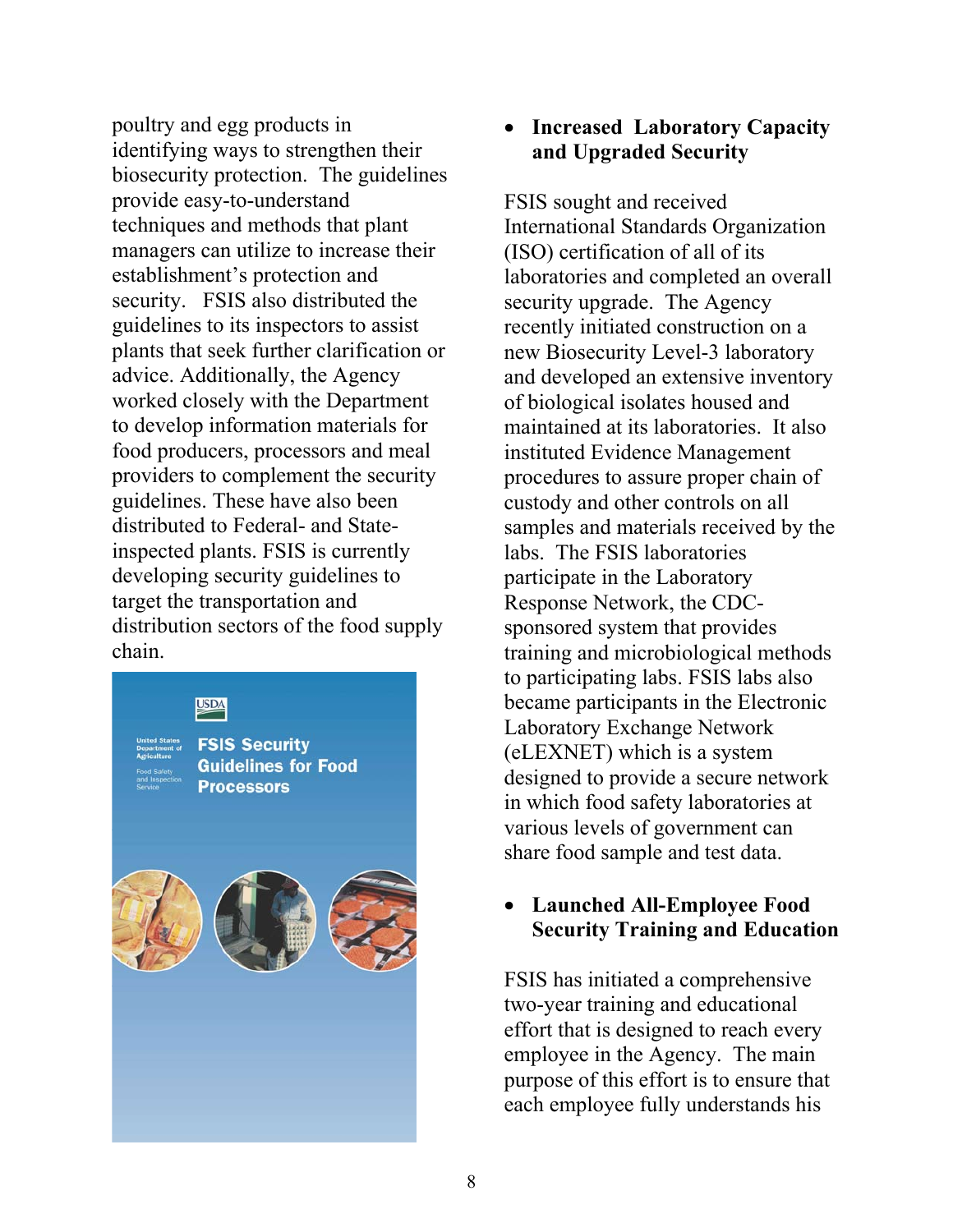poultry and egg products in identifying ways to strengthen their biosecurity protection. The guidelines provide easy-to-understand techniques and methods that plant managers can utilize to increase their establishment's protection and security. FSIS also distributed the guidelines to its inspectors to assist plants that seek further clarification or advice. Additionally, the Agency worked closely with the Department to develop information materials for food producers, processors and meal providers to complement the security guidelines. These have also been distributed to Federal- and State-inspected plants. FSIS is currently developing security guidelines to target the transportation and distribution sectors of the food supply chain.

- **Increased Laboratory Capacity and Upgraded Security**

FSIS sought and received International Standards Organization (ISO) certification of all of its laboratories and completed an overall security upgrade. The Agency recently initiated construction on a new Biosecurity Level-3 laboratory and developed an extensive inventory of biological isolates housed and maintained at its laboratories. It also instituted Evidence Management procedures to assure proper chain of custody and other controls on all samples and materials received by the labs. The FSIS laboratories participate in the Laboratory Response Network, the CDC-sponsored system that provides training and microbiological methods to participating labs. FSIS labs also became participants in the Electronic Laboratory Exchange Network (eLEXNET) which is a system designed to provide a secure network in which food safety laboratories at various levels of government can share food sample and test data.

- **Launched All-Employee Food Security Training and Education**

FSIS has initiated a comprehensive two-year training and educational effort that is designed to reach every employee in the Agency. The main purpose of this effort is to ensure that each employee fully understands his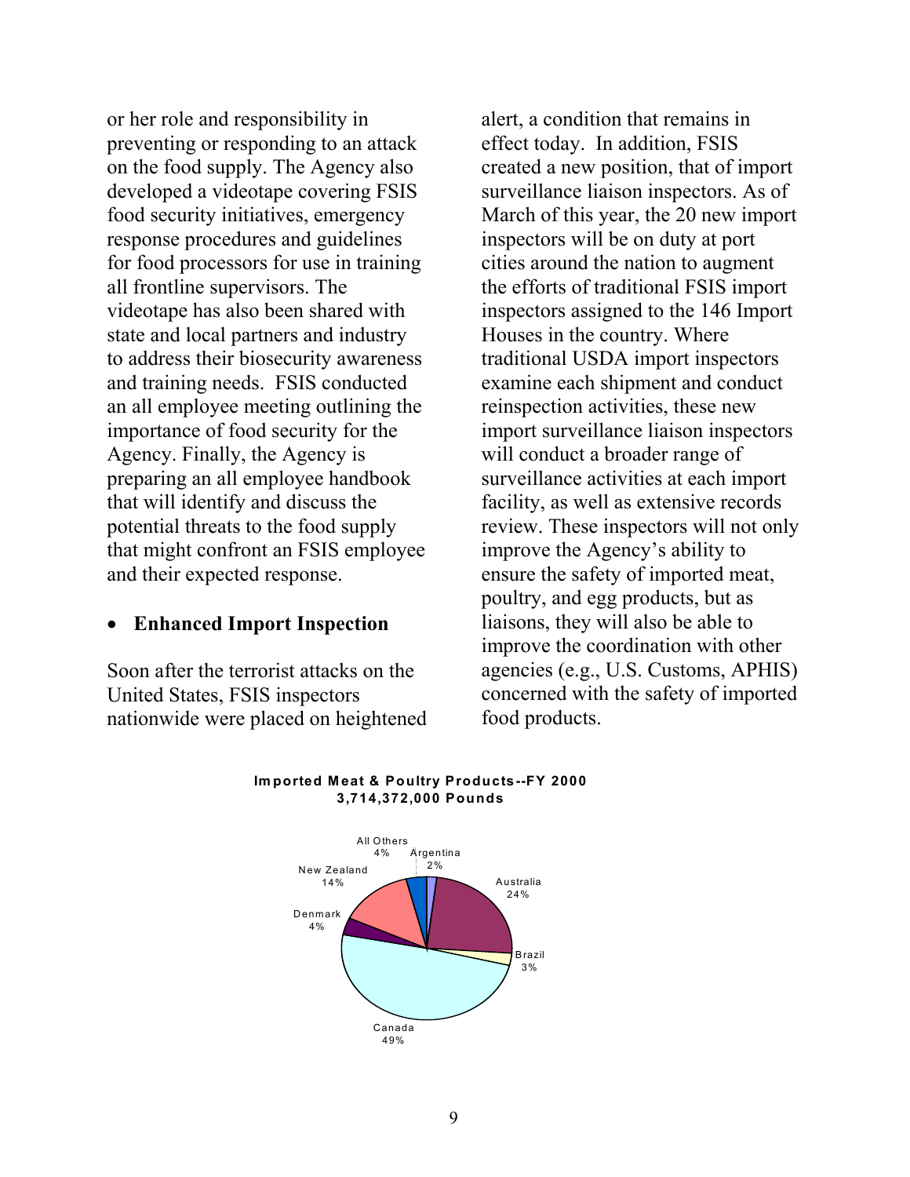or her role and responsibility in preventing or responding to an attack on the food supply. The Agency also developed a videotape covering FSIS food security initiatives, emergency response procedures and guidelines for food processors for use in training all frontline supervisors. The videotape has also been shared with state and local partners and industry to address their biosecurity awareness and training needs. FSIS conducted an all employee meeting outlining the importance of food security for the Agency. Finally, the Agency is preparing an all employee handbook that will identify and discuss the potential threats to the food supply that might confront an FSIS employee and their expected response.

- **Enhanced Import Inspection**

Soon after the terrorist attacks on the United States, FSIS inspectors nationwide were placed on heightened alert, a condition that remains in effect today. In addition, FSIS created a new position, that of import surveillance liaison inspectors. As of March of this year, the 20 new import inspectors will be on duty at port cities around the nation to augment the efforts of traditional FSIS import inspectors assigned to the 146 Import Houses in the country. Where traditional USDA import inspectors examine each shipment and conduct reinspection activities, these new import surveillance liaison inspectors will conduct a broader range of surveillance activities at each import facility, as well as extensive records review. These inspectors will not only improve the Agency's ability to ensure the safety of imported meat, poultry, and egg products, but as liaisons, they will also be able to improve the coordination with other agencies (e.g., U.S. Customs, APHIS) concerned with the safety of imported food products.

**Imported Meat & Poultry Products--FY 2000**
**3,714,372,000 Pounds**

| Country | Share |
|---|---|
| Canada | 49% |
| Australia | 24% |
| New Zealand | 14% |
| Denmark | 4% |
| All Others | 4% |
| Brazil | 3% |
| Argentina | 2% |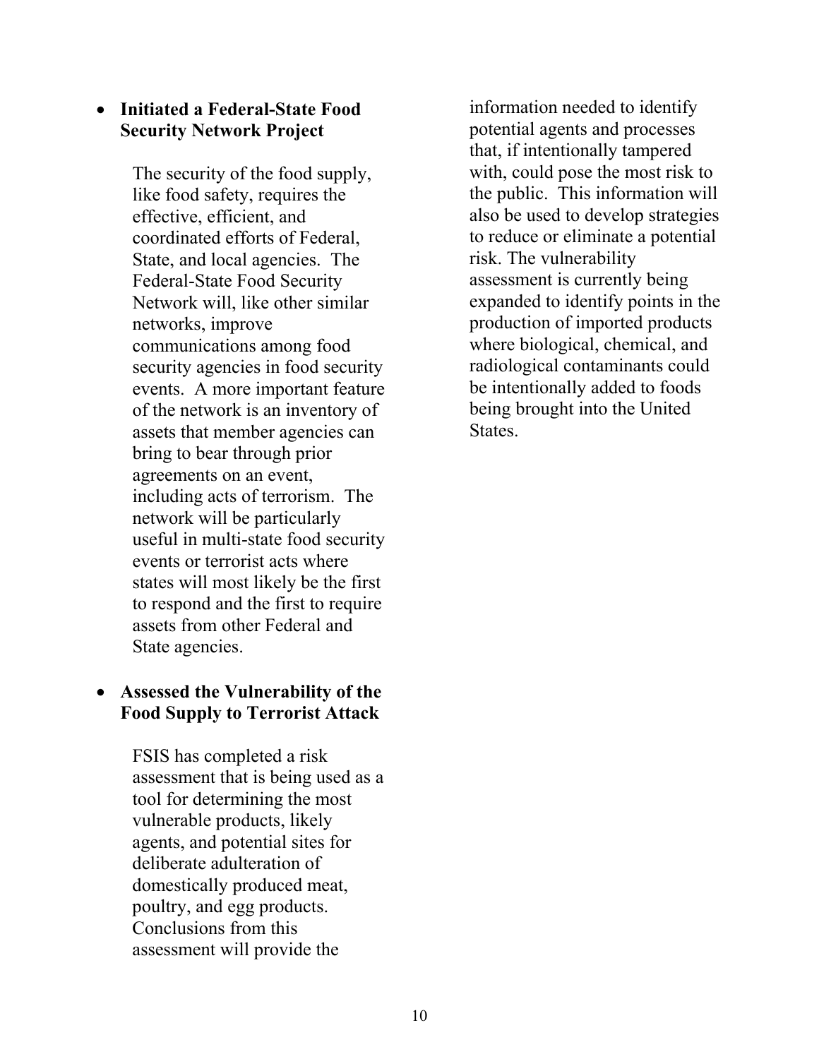- **Initiated a Federal-State Food Security Network Project**

  The security of the food supply, like food safety, requires the effective, efficient, and coordinated efforts of Federal, State, and local agencies. The Federal-State Food Security Network will, like other similar networks, improve communications among food security agencies in food security events. A more important feature of the network is an inventory of assets that member agencies can bring to bear through prior agreements on an event, including acts of terrorism. The network will be particularly useful in multi-state food security events or terrorist acts where states will most likely be the first to respond and the first to require assets from other Federal and State agencies.

- **Assessed the Vulnerability of the Food Supply to Terrorist Attack**

  FSIS has completed a risk assessment that is being used as a tool for determining the most vulnerable products, likely agents, and potential sites for deliberate adulteration of domestically produced meat, poultry, and egg products. Conclusions from this assessment will provide the information needed to identify potential agents and processes that, if intentionally tampered with, could pose the most risk to the public. This information will also be used to develop strategies to reduce or eliminate a potential risk. The vulnerability assessment is currently being expanded to identify points in the production of imported products where biological, chemical, and radiological contaminants could be intentionally added to foods being brought into the United States.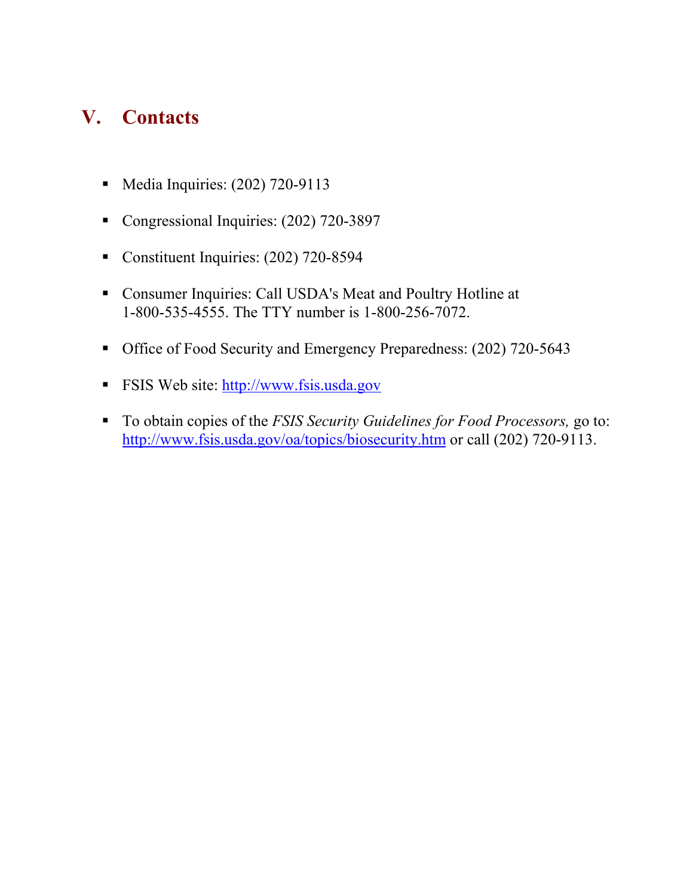## V. Contacts

- Media Inquiries: (202) 720-9113
- Congressional Inquiries: (202) 720-3897
- Constituent Inquiries: (202) 720-8594
- Consumer Inquiries: Call USDA's Meat and Poultry Hotline at 1-800-535-4555. The TTY number is 1-800-256-7072.
- Office of Food Security and Emergency Preparedness: (202) 720-5643
- FSIS Web site: http://www.fsis.usda.gov
- To obtain copies of the *FSIS Security Guidelines for Food Processors,* go to: http://www.fsis.usda.gov/oa/topics/biosecurity.htm or call (202) 720-9113.